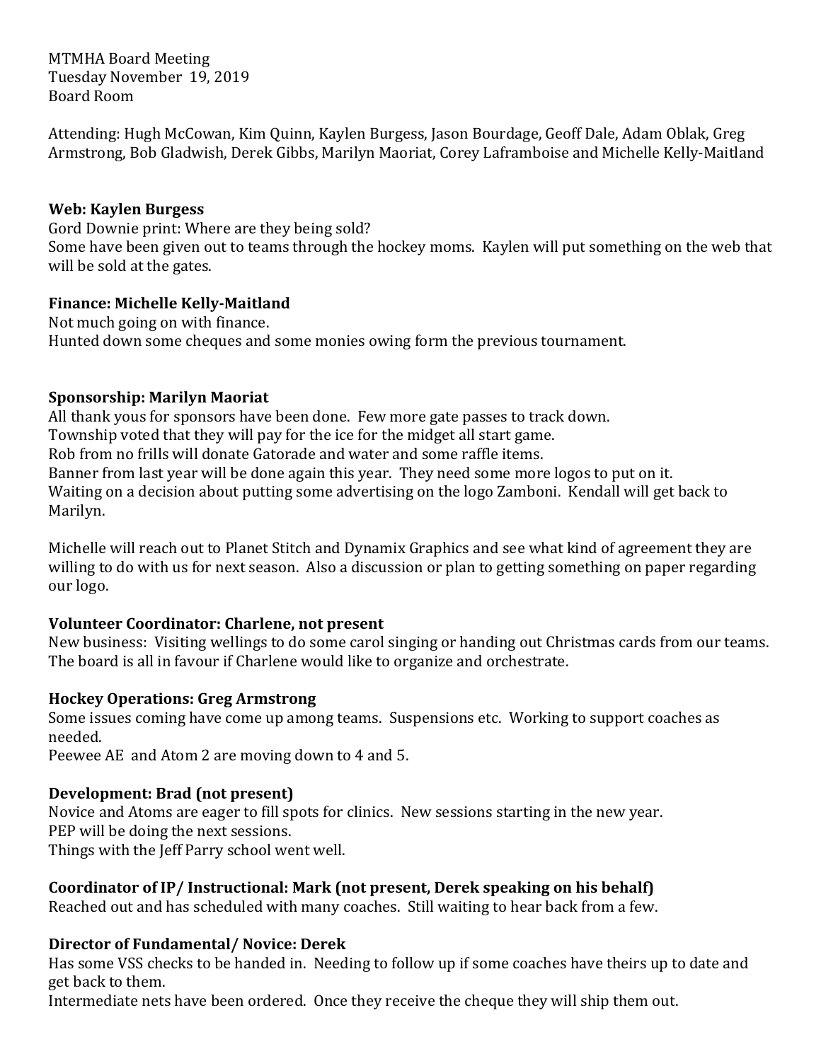MTMHA Board Meeting
Tuesday November 19, 2019
Board Room

Attending: Hugh McCowan, Kim Quinn, Kaylen Burgess, Jason Bourdage, Geoff Dale, Adam Oblak, Greg Armstrong, Bob Gladwish, Derek Gibbs, Marilyn Maoriat, Corey Laframboise and Michelle Kelly-Maitland

**Web: Kaylen Burgess**
Gord Downie print: Where are they being sold?
Some have been given out to teams through the hockey moms. Kaylen will put something on the web that will be sold at the gates.

**Finance: Michelle Kelly-Maitland**
Not much going on with finance.
Hunted down some cheques and some monies owing form the previous tournament.

**Sponsorship: Marilyn Maoriat**
All thank yous for sponsors have been done. Few more gate passes to track down.
Township voted that they will pay for the ice for the midget all start game.
Rob from no frills will donate Gatorade and water and some raffle items.
Banner from last year will be done again this year. They need some more logos to put on it.
Waiting on a decision about putting some advertising on the logo Zamboni. Kendall will get back to Marilyn.

Michelle will reach out to Planet Stitch and Dynamix Graphics and see what kind of agreement they are willing to do with us for next season. Also a discussion or plan to getting something on paper regarding our logo.

**Volunteer Coordinator: Charlene, not present**
New business: Visiting wellings to do some carol singing or handing out Christmas cards from our teams. The board is all in favour if Charlene would like to organize and orchestrate.

**Hockey Operations: Greg Armstrong**
Some issues coming have come up among teams. Suspensions etc. Working to support coaches as needed.
Peewee AE and Atom 2 are moving down to 4 and 5.

**Development: Brad (not present)**
Novice and Atoms are eager to fill spots for clinics. New sessions starting in the new year.
PEP will be doing the next sessions.
Things with the Jeff Parry school went well.

**Coordinator of IP/ Instructional: Mark (not present, Derek speaking on his behalf)**
Reached out and has scheduled with many coaches. Still waiting to hear back from a few.

**Director of Fundamental/ Novice: Derek**
Has some VSS checks to be handed in. Needing to follow up if some coaches have theirs up to date and get back to them.
Intermediate nets have been ordered. Once they receive the cheque they will ship them out.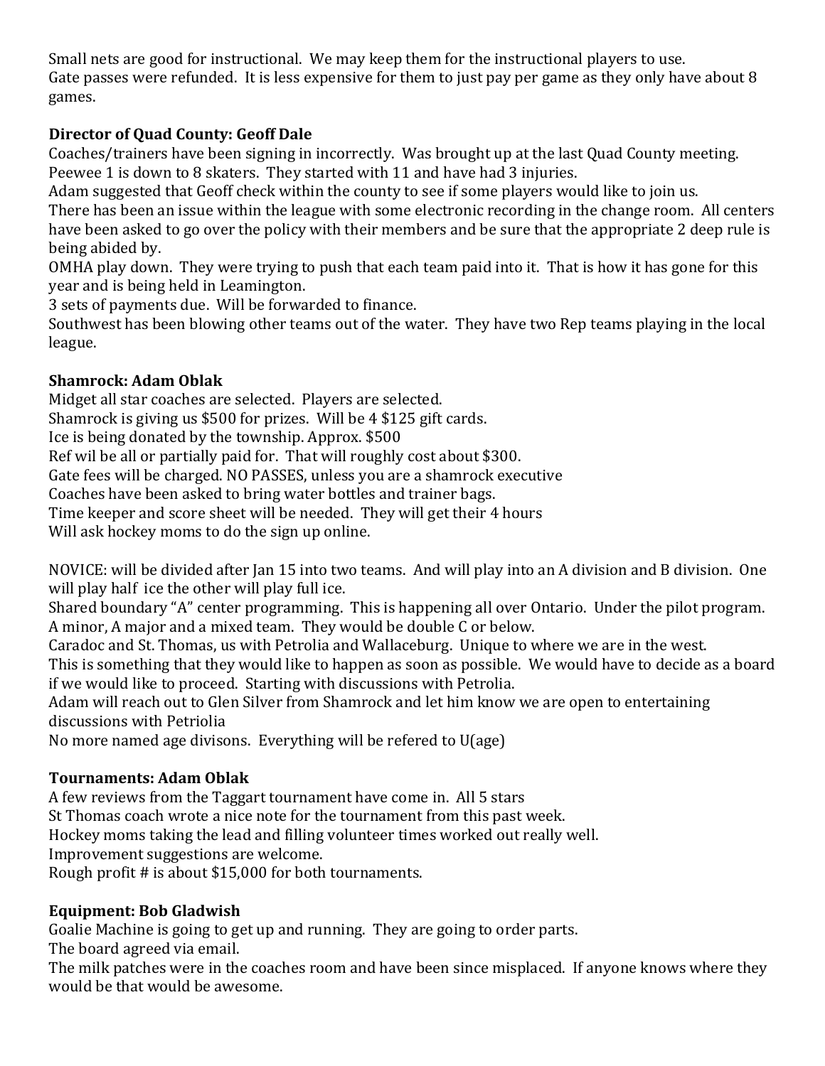Small nets are good for instructional. We may keep them for the instructional players to use.
Gate passes were refunded. It is less expensive for them to just pay per game as they only have about 8 games.

**Director of Quad County: Geoff Dale**
Coaches/trainers have been signing in incorrectly. Was brought up at the last Quad County meeting.
Peewee 1 is down to 8 skaters. They started with 11 and have had 3 injuries.
Adam suggested that Geoff check within the county to see if some players would like to join us.
There has been an issue within the league with some electronic recording in the change room. All centers have been asked to go over the policy with their members and be sure that the appropriate 2 deep rule is being abided by.
OMHA play down. They were trying to push that each team paid into it. That is how it has gone for this year and is being held in Leamington.
3 sets of payments due. Will be forwarded to finance.
Southwest has been blowing other teams out of the water. They have two Rep teams playing in the local league.

**Shamrock: Adam Oblak**
Midget all star coaches are selected. Players are selected.
Shamrock is giving us $500 for prizes. Will be 4 $125 gift cards.
Ice is being donated by the township. Approx. $500
Ref wil be all or partially paid for. That will roughly cost about $300.
Gate fees will be charged. NO PASSES, unless you are a shamrock executive
Coaches have been asked to bring water bottles and trainer bags.
Time keeper and score sheet will be needed. They will get their 4 hours
Will ask hockey moms to do the sign up online.

NOVICE: will be divided after Jan 15 into two teams. And will play into an A division and B division. One will play half ice the other will play full ice.
Shared boundary "A" center programming. This is happening all over Ontario. Under the pilot program. A minor, A major and a mixed team. They would be double C or below.
Caradoc and St. Thomas, us with Petrolia and Wallaceburg. Unique to where we are in the west.
This is something that they would like to happen as soon as possible. We would have to decide as a board if we would like to proceed. Starting with discussions with Petrolia.
Adam will reach out to Glen Silver from Shamrock and let him know we are open to entertaining discussions with Petriolia
No more named age divisons. Everything will be refered to U(age)

**Tournaments: Adam Oblak**
A few reviews from the Taggart tournament have come in. All 5 stars
St Thomas coach wrote a nice note for the tournament from this past week.
Hockey moms taking the lead and filling volunteer times worked out really well.
Improvement suggestions are welcome.
Rough profit # is about $15,000 for both tournaments.

**Equipment: Bob Gladwish**
Goalie Machine is going to get up and running. They are going to order parts.
The board agreed via email.
The milk patches were in the coaches room and have been since misplaced. If anyone knows where they would be that would be awesome.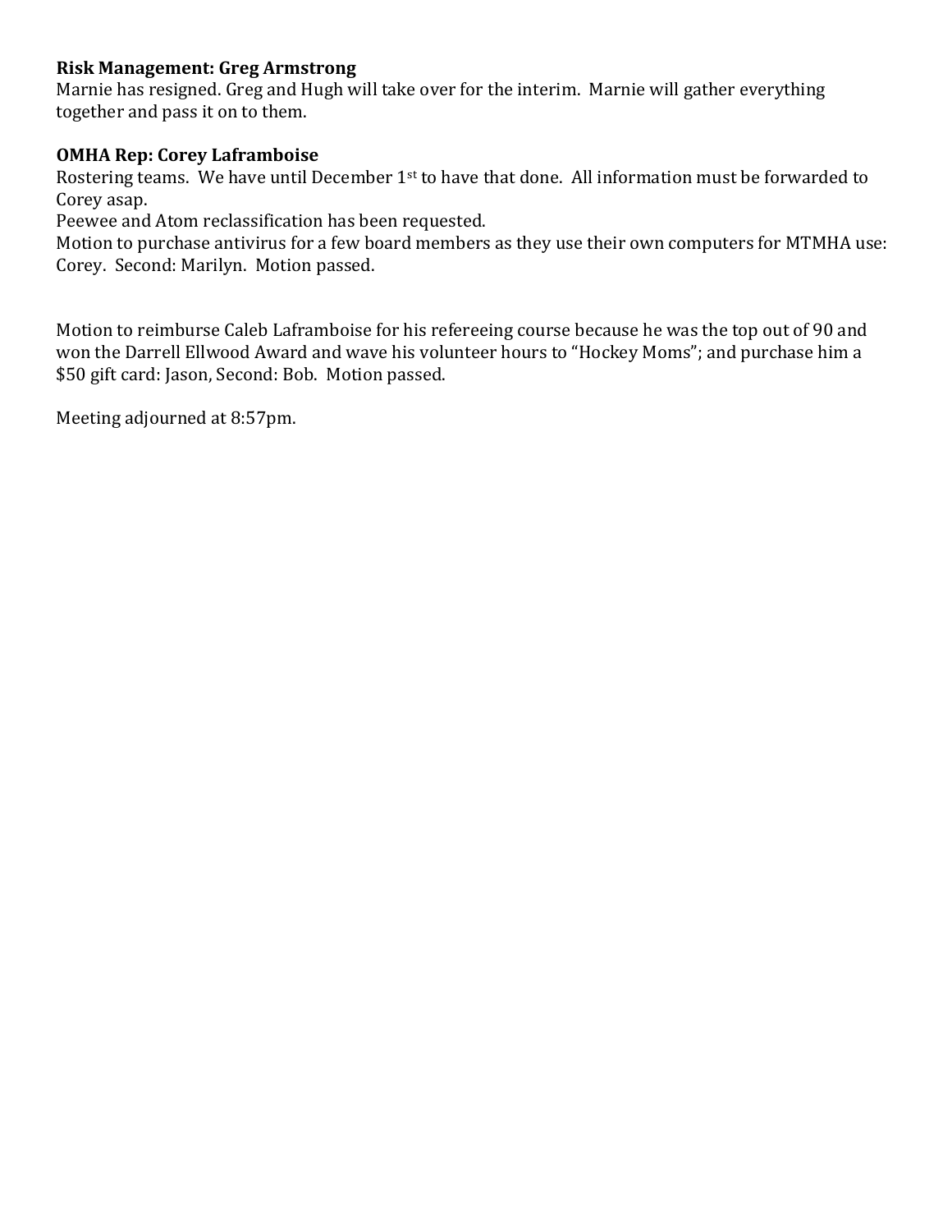**Risk Management: Greg Armstrong**
Marnie has resigned. Greg and Hugh will take over for the interim. Marnie will gather everything together and pass it on to them.

**OMHA Rep: Corey Laframboise**
Rostering teams. We have until December 1st to have that done. All information must be forwarded to Corey asap.
Peewee and Atom reclassification has been requested.
Motion to purchase antivirus for a few board members as they use their own computers for MTMHA use: Corey. Second: Marilyn. Motion passed.

Motion to reimburse Caleb Laframboise for his refereeing course because he was the top out of 90 and won the Darrell Ellwood Award and wave his volunteer hours to "Hockey Moms"; and purchase him a $50 gift card: Jason, Second: Bob. Motion passed.

Meeting adjourned at 8:57pm.